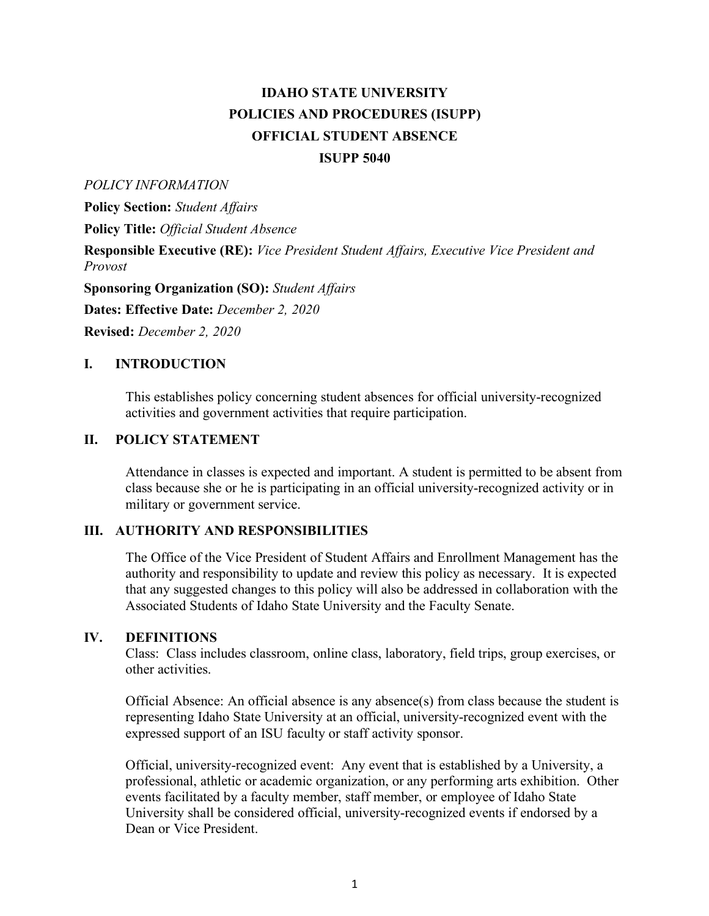# IDAHO STATE UNIVERSITY
# POLICIES AND PROCEDURES (ISUPP)
# OFFICIAL STUDENT ABSENCE
# ISUPP 5040

*POLICY INFORMATION*

**Policy Section:** *Student Affairs*

**Policy Title:** *Official Student Absence*

**Responsible Executive (RE):** *Vice President Student Affairs, Executive Vice President and Provost*

**Sponsoring Organization (SO):** *Student Affairs*

**Dates: Effective Date:** *December 2, 2020*

**Revised:** *December 2, 2020*

## I. INTRODUCTION

This establishes policy concerning student absences for official university-recognized activities and government activities that require participation.

## II. POLICY STATEMENT

Attendance in classes is expected and important. A student is permitted to be absent from class because she or he is participating in an official university-recognized activity or in military or government service.

## III. AUTHORITY AND RESPONSIBILITIES

The Office of the Vice President of Student Affairs and Enrollment Management has the authority and responsibility to update and review this policy as necessary. It is expected that any suggested changes to this policy will also be addressed in collaboration with the Associated Students of Idaho State University and the Faculty Senate.

## IV. DEFINITIONS

Class: Class includes classroom, online class, laboratory, field trips, group exercises, or other activities.

Official Absence: An official absence is any absence(s) from class because the student is representing Idaho State University at an official, university-recognized event with the expressed support of an ISU faculty or staff activity sponsor.

Official, university-recognized event: Any event that is established by a University, a professional, athletic or academic organization, or any performing arts exhibition. Other events facilitated by a faculty member, staff member, or employee of Idaho State University shall be considered official, university-recognized events if endorsed by a Dean or Vice President.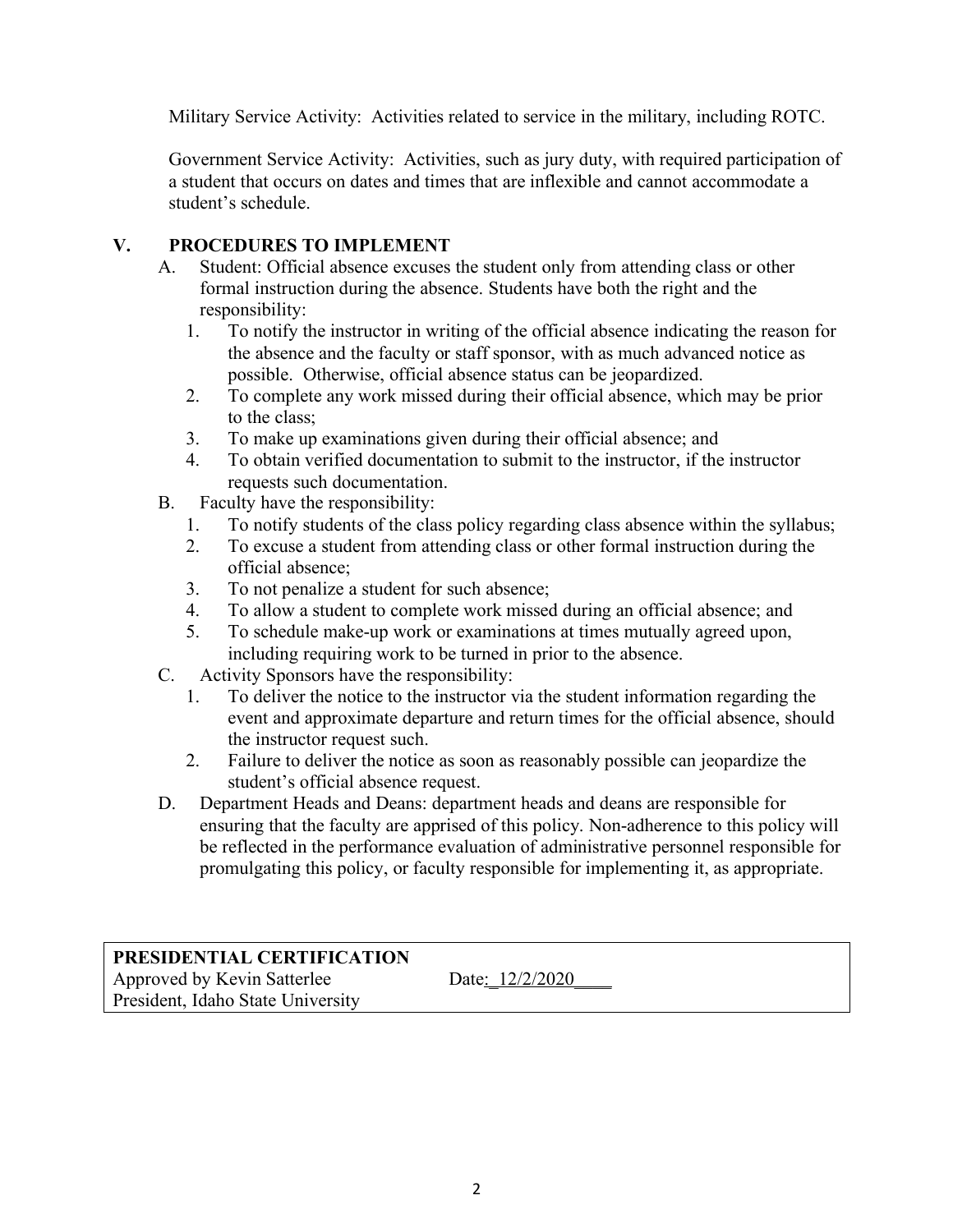Military Service Activity: Activities related to service in the military, including ROTC.

Government Service Activity: Activities, such as jury duty, with required participation of a student that occurs on dates and times that are inflexible and cannot accommodate a student's schedule.

## V. PROCEDURES TO IMPLEMENT

A. Student: Official absence excuses the student only from attending class or other formal instruction during the absence. Students have both the right and the responsibility:
   1. To notify the instructor in writing of the official absence indicating the reason for the absence and the faculty or staff sponsor, with as much advanced notice as possible. Otherwise, official absence status can be jeopardized.
   2. To complete any work missed during their official absence, which may be prior to the class;
   3. To make up examinations given during their official absence; and
   4. To obtain verified documentation to submit to the instructor, if the instructor requests such documentation.

B. Faculty have the responsibility:
   1. To notify students of the class policy regarding class absence within the syllabus;
   2. To excuse a student from attending class or other formal instruction during the official absence;
   3. To not penalize a student for such absence;
   4. To allow a student to complete work missed during an official absence; and
   5. To schedule make-up work or examinations at times mutually agreed upon, including requiring work to be turned in prior to the absence.

C. Activity Sponsors have the responsibility:
   1. To deliver the notice to the instructor via the student information regarding the event and approximate departure and return times for the official absence, should the instructor request such.
   2. Failure to deliver the notice as soon as reasonably possible can jeopardize the student's official absence request.

D. Department Heads and Deans: department heads and deans are responsible for ensuring that the faculty are apprised of this policy. Non-adherence to this policy will be reflected in the performance evaluation of administrative personnel responsible for promulgating this policy, or faculty responsible for implementing it, as appropriate.

**PRESIDENTIAL CERTIFICATION**
Approved by Kevin Satterlee Date: 12/2/2020
President, Idaho State University